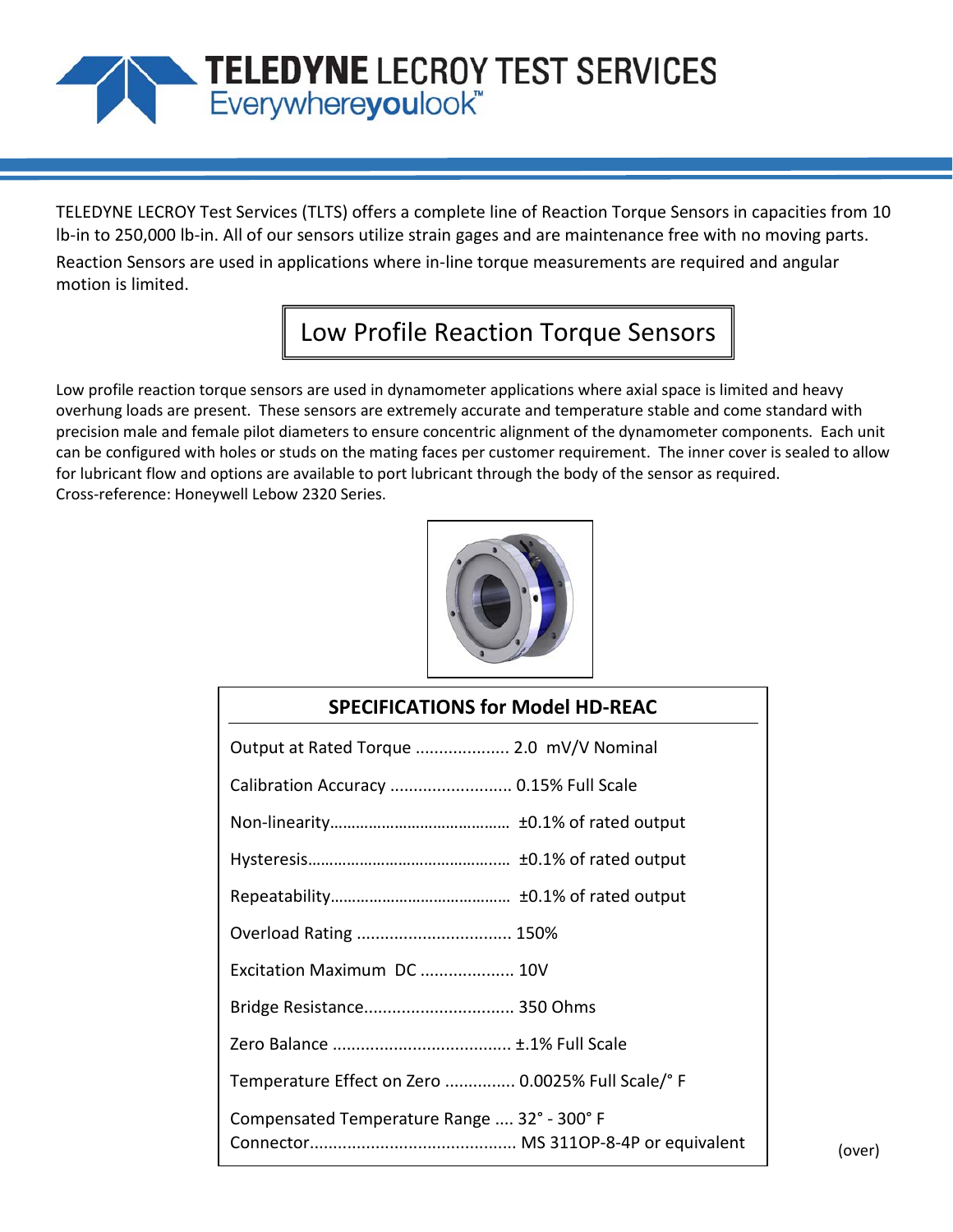# TELEDYNE LECROY TEST SERVICES

Everywhereyoulook™

TELEDYNE LECROY Test Services (TLTS) offers a complete line of Reaction Torque Sensors in capacities from 10 lb-in to 250,000 lb-in. All of our sensors utilize strain gages and are maintenance free with no moving parts.

Reaction Sensors are used in applications where in-line torque measurements are required and angular motion is limited.

## Low Profile Reaction Torque Sensors

Low profile reaction torque sensors are used in dynamometer applications where axial space is limited and heavy overhung loads are present. These sensors are extremely accurate and temperature stable and come standard with precision male and female pilot diameters to ensure concentric alignment of the dynamometer components. Each unit can be configured with holes or studs on the mating faces per customer requirement. The inner cover is sealed to allow for lubricant flow and options are available to port lubricant through the body of the sensor as required.
Cross-reference: Honeywell Lebow 2320 Series.

### SPECIFICATIONS for Model HD-REAC

| Specification | Value |
|---|---|
| Output at Rated Torque | 2.0 mV/V Nominal |
| Calibration Accuracy | 0.15% Full Scale |
| Non-linearity | ±0.1% of rated output |
| Hysteresis | ±0.1% of rated output |
| Repeatability | ±0.1% of rated output |
| Overload Rating | 150% |
| Excitation Maximum DC | 10V |
| Bridge Resistance | 350 Ohms |
| Zero Balance | ±.1% Full Scale |
| Temperature Effect on Zero | 0.0025% Full Scale/° F |
| Compensated Temperature Range | 32° - 300° F |
| Connector | MS 311OP-8-4P or equivalent |

(over)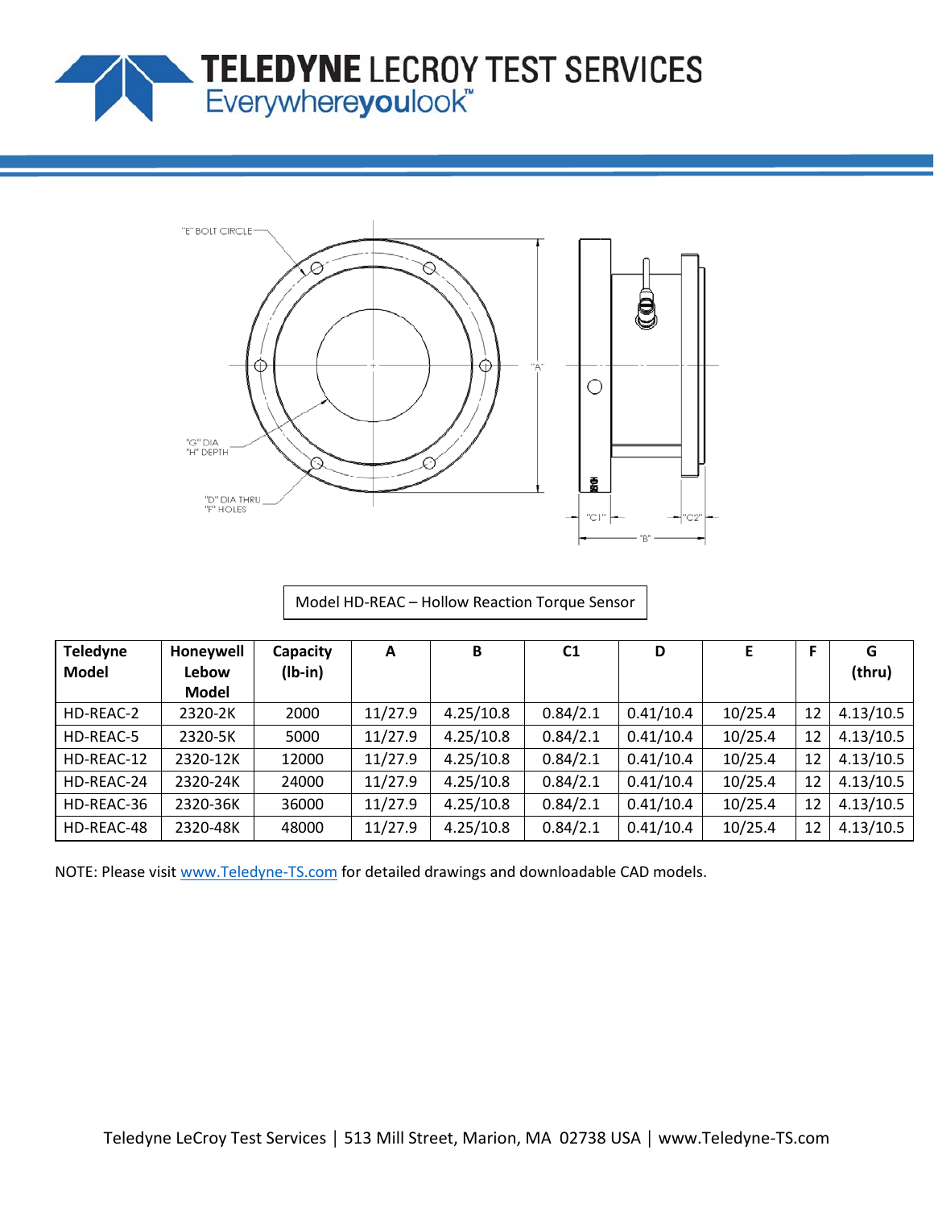Model HD-REAC – Hollow Reaction Torque Sensor

| Teledyne Model | Honeywell Lebow Model | Capacity (lb-in) | A | B | C1 | D | E | F | G (thru) |
|---|---|---|---|---|---|---|---|---|---|
| HD-REAC-2 | 2320-2K | 2000 | 11/27.9 | 4.25/10.8 | 0.84/2.1 | 0.41/10.4 | 10/25.4 | 12 | 4.13/10.5 |
| HD-REAC-5 | 2320-5K | 5000 | 11/27.9 | 4.25/10.8 | 0.84/2.1 | 0.41/10.4 | 10/25.4 | 12 | 4.13/10.5 |
| HD-REAC-12 | 2320-12K | 12000 | 11/27.9 | 4.25/10.8 | 0.84/2.1 | 0.41/10.4 | 10/25.4 | 12 | 4.13/10.5 |
| HD-REAC-24 | 2320-24K | 24000 | 11/27.9 | 4.25/10.8 | 0.84/2.1 | 0.41/10.4 | 10/25.4 | 12 | 4.13/10.5 |
| HD-REAC-36 | 2320-36K | 36000 | 11/27.9 | 4.25/10.8 | 0.84/2.1 | 0.41/10.4 | 10/25.4 | 12 | 4.13/10.5 |
| HD-REAC-48 | 2320-48K | 48000 | 11/27.9 | 4.25/10.8 | 0.84/2.1 | 0.41/10.4 | 10/25.4 | 12 | 4.13/10.5 |

NOTE: Please visit www.Teledyne-TS.com for detailed drawings and downloadable CAD models.